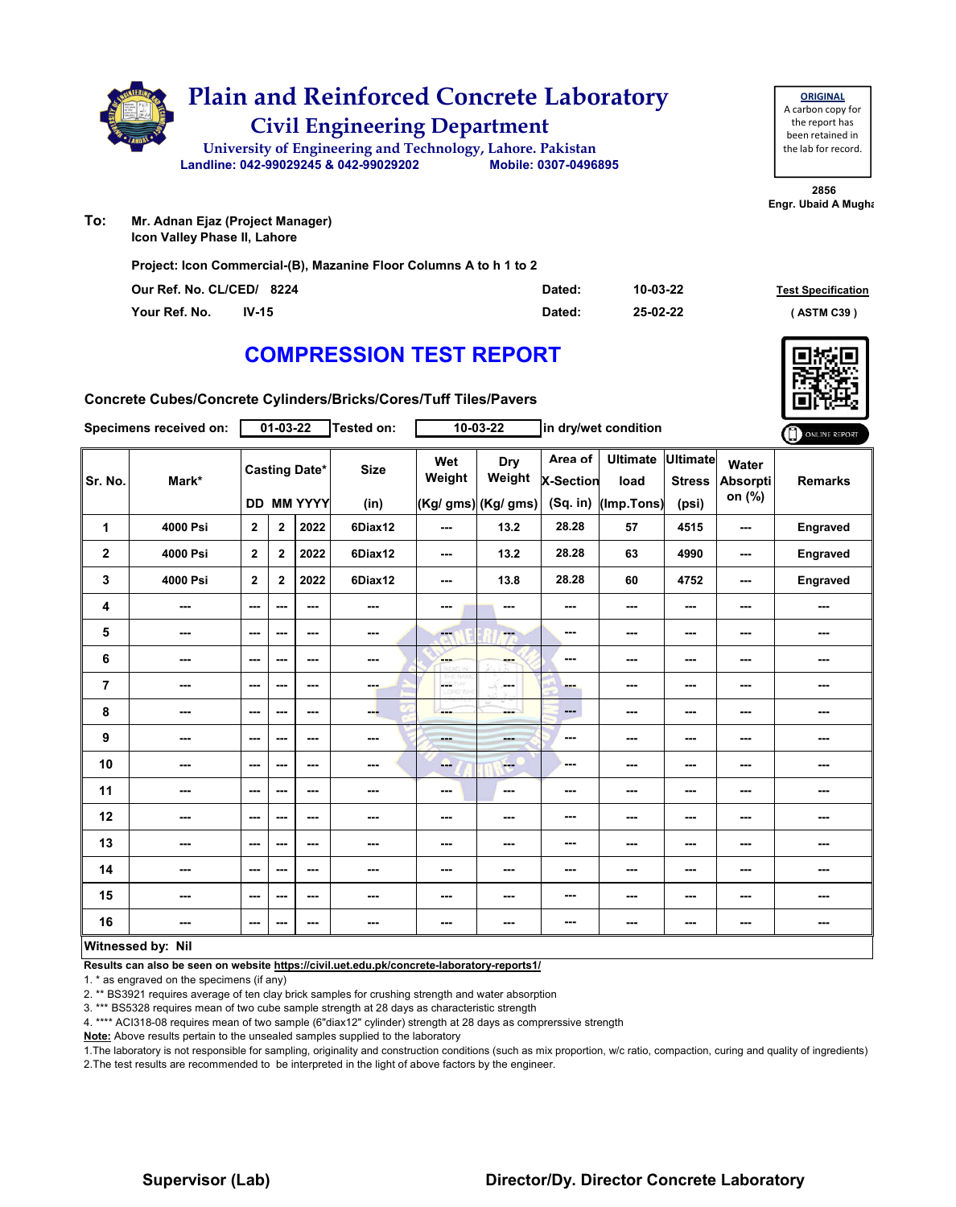# Plain and Reinforced Concrete Laboratory

## Civil Engineering Department

University of Engineering and Technology, Lahore. Pakistan

Landline: 042-99029245 & 042-99029202 Mobile: 0307-0496895

**ORIGINAL**
A carbon copy for the report has been retained in the lab for record.

2856
Engr. Ubaid A Mughal

**To:** Mr. Adnan Ejaz (Project Manager)
Icon Valley Phase II, Lahore

Project: Icon Commercial-(B), Mazanine Floor Columns A to h 1 to 2

Our Ref. No. CL/CED/ 8224 Dated: 10-03-22

Your Ref. No. IV-15 Dated: 25-02-22

Test Specification ( ASTM C39 )

# COMPRESSION TEST REPORT

Concrete Cubes/Concrete Cylinders/Bricks/Cores/Tuff Tiles/Pavers

Specimens received on: 01-03-22 Tested on: 10-03-22 in dry/wet condition

| Sr. No. | Mark* | Casting Date* DD | MM | YYYY | Size (in) | Wet Weight (Kg/ gms) | Dry Weight (Kg/ gms) | Area of X-Section (Sq. in) | Ultimate load (Imp.Tons) | Ultimate Stress (psi) | Water Absorption (%) | Remarks |
|---|---|---|---|---|---|---|---|---|---|---|---|---|
| 1 | 4000 Psi | 2 | 2 | 2022 | 6Diax12 | --- | 13.2 | 28.28 | 57 | 4515 | --- | Engraved |
| 2 | 4000 Psi | 2 | 2 | 2022 | 6Diax12 | --- | 13.2 | 28.28 | 63 | 4990 | --- | Engraved |
| 3 | 4000 Psi | 2 | 2 | 2022 | 6Diax12 | --- | 13.8 | 28.28 | 60 | 4752 | --- | Engraved |
| 4 | --- | --- | --- | --- | --- | --- | --- | --- | --- | --- | --- | --- |
| 5 | --- | --- | --- | --- | --- | --- | --- | --- | --- | --- | --- | --- |
| 6 | --- | --- | --- | --- | --- | --- | --- | --- | --- | --- | --- | --- |
| 7 | --- | --- | --- | --- | --- | --- | --- | --- | --- | --- | --- | --- |
| 8 | --- | --- | --- | --- | --- | --- | --- | --- | --- | --- | --- | --- |
| 9 | --- | --- | --- | --- | --- | --- | --- | --- | --- | --- | --- | --- |
| 10 | --- | --- | --- | --- | --- | --- | --- | --- | --- | --- | --- | --- |
| 11 | --- | --- | --- | --- | --- | --- | --- | --- | --- | --- | --- | --- |
| 12 | --- | --- | --- | --- | --- | --- | --- | --- | --- | --- | --- | --- |
| 13 | --- | --- | --- | --- | --- | --- | --- | --- | --- | --- | --- | --- |
| 14 | --- | --- | --- | --- | --- | --- | --- | --- | --- | --- | --- | --- |
| 15 | --- | --- | --- | --- | --- | --- | --- | --- | --- | --- | --- | --- |
| 16 | --- | --- | --- | --- | --- | --- | --- | --- | --- | --- | --- | --- |

**Witnessed by: Nil**

**Results can also be seen on website https://civil.uet.edu.pk/concrete-laboratory-reports1/**

1. * as engraved on the specimens (if any)
2. ** BS3921 requires average of ten clay brick samples for crushing strength and water absorption
3. *** BS5328 requires mean of two cube sample strength at 28 days as characteristic strength
4. **** ACI318-08 requires mean of two sample (6"diax12" cylinder) strength at 28 days as comprerssive strength

**Note:** Above results pertain to the unsealed samples supplied to the laboratory

1.The laboratory is not responsible for sampling, originality and construction conditions (such as mix proportion, w/c ratio, compaction, curing and quality of ingredients)
2.The test results are recommended to be interpreted in the light of above factors by the engineer.

**Supervisor (Lab)** **Director/Dy. Director Concrete Laboratory**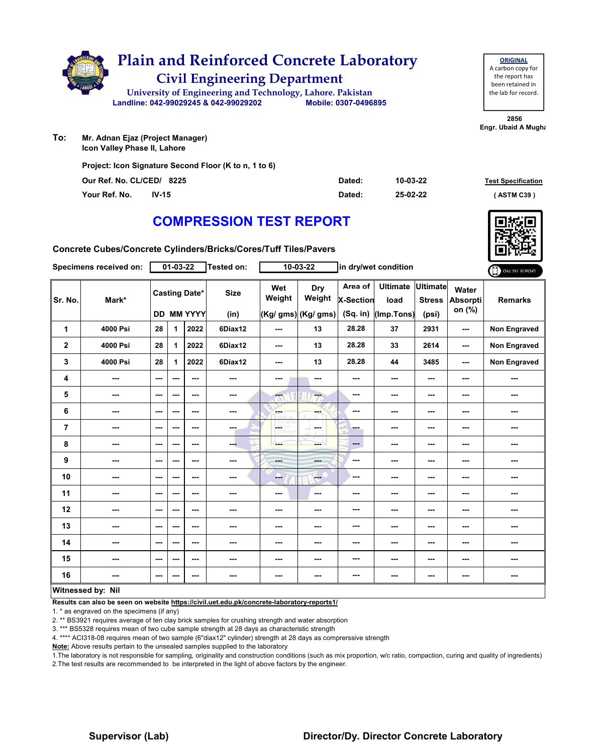# Plain and Reinforced Concrete Laboratory

## Civil Engineering Department

University of Engineering and Technology, Lahore. Pakistan

Landline: 042-99029245 & 042-99029202 Mobile: 0307-0496895

**ORIGINAL**
A carbon copy for the report has been retained in the lab for record.

2856
Engr. Ubaid A Mugha

**To:** Mr. Adnan Ejaz (Project Manager)
Icon Valley Phase II, Lahore

Project: Icon Signature Second Floor (K to n, 1 to 6)

Our Ref. No. CL/CED/ 8225 Dated: 10-03-22

Your Ref. No. IV-15 Dated: 25-02-22

Test Specification ( ASTM C39 )

## COMPRESSION TEST REPORT

**Concrete Cubes/Concrete Cylinders/Bricks/Cores/Tuff Tiles/Pavers**

Specimens received on: 01-03-22 Tested on: 10-03-22 in dry/wet condition

ONLINE REPORT

| Sr. No. | Mark* | Casting Date* | | | Size | Wet Weight | Dry Weight | Area of X-Section | Ultimate load | Ultimate Stress | Water Absorption (%) | Remarks |
|---|---|---|---|---|---|---|---|---|---|---|---|---|
| | | DD | MM | YYYY | (in) | (Kg/ gms) | (Kg/ gms) | (Sq. in) | (Imp.Tons) | (psi) | | |
| 1 | 4000 Psi | 28 | 1 | 2022 | 6Diax12 | --- | 13 | 28.28 | 37 | 2931 | --- | Non Engraved |
| 2 | 4000 Psi | 28 | 1 | 2022 | 6Diax12 | --- | 13 | 28.28 | 33 | 2614 | --- | Non Engraved |
| 3 | 4000 Psi | 28 | 1 | 2022 | 6Diax12 | --- | 13 | 28.28 | 44 | 3485 | --- | Non Engraved |
| 4 | --- | --- | --- | --- | --- | --- | --- | --- | --- | --- | --- | --- |
| 5 | --- | --- | --- | --- | --- | --- | --- | --- | --- | --- | --- | --- |
| 6 | --- | --- | --- | --- | --- | --- | --- | --- | --- | --- | --- | --- |
| 7 | --- | --- | --- | --- | --- | --- | --- | --- | --- | --- | --- | --- |
| 8 | --- | --- | --- | --- | --- | --- | --- | --- | --- | --- | --- | --- |
| 9 | --- | --- | --- | --- | --- | --- | --- | --- | --- | --- | --- | --- |
| 10 | --- | --- | --- | --- | --- | --- | --- | --- | --- | --- | --- | --- |
| 11 | --- | --- | --- | --- | --- | --- | --- | --- | --- | --- | --- | --- |
| 12 | --- | --- | --- | --- | --- | --- | --- | --- | --- | --- | --- | --- |
| 13 | --- | --- | --- | --- | --- | --- | --- | --- | --- | --- | --- | --- |
| 14 | --- | --- | --- | --- | --- | --- | --- | --- | --- | --- | --- | --- |
| 15 | --- | --- | --- | --- | --- | --- | --- | --- | --- | --- | --- | --- |
| 16 | --- | --- | --- | --- | --- | --- | --- | --- | --- | --- | --- | --- |

**Witnessed by: Nil**

**Results can also be seen on website https://civil.uet.edu.pk/concrete-laboratory-reports1/**

1. * as engraved on the specimens (if any)
2. ** BS3921 requires average of ten clay brick samples for crushing strength and water absorption
3. *** BS5328 requires mean of two cube sample strength at 28 days as characteristic strength
4. **** ACI318-08 requires mean of two sample (6"diax12" cylinder) strength at 28 days as comprerssive strength

**Note:** Above results pertain to the unsealed samples supplied to the laboratory

1.The laboratory is not responsible for sampling, originality and construction conditions (such as mix proportion, w/c ratio, compaction, curing and quality of ingredients)
2.The test results are recommended to be interpreted in the light of above factors by the engineer.

**Supervisor (Lab)** **Director/Dy. Director Concrete Laboratory**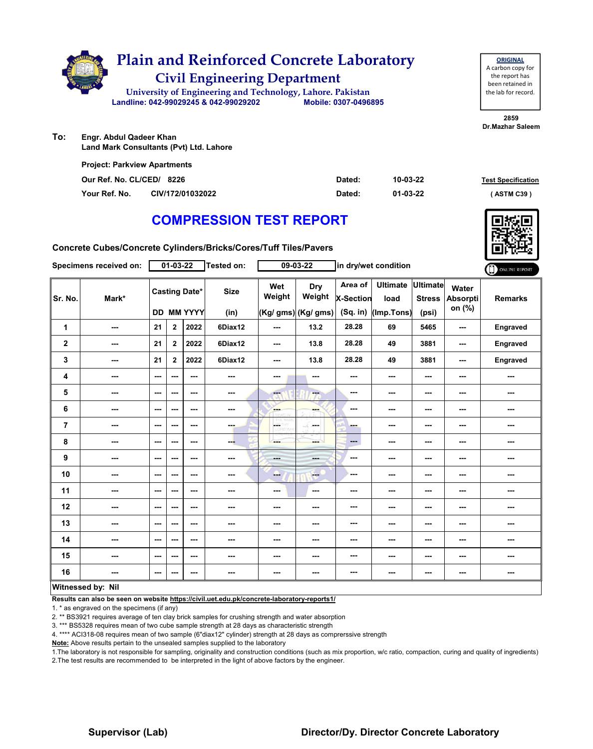# Plain and Reinforced Concrete Laboratory

## Civil Engineering Department

University of Engineering and Technology, Lahore. Pakistan

Landline: 042-99029245 & 042-99029202 Mobile: 0307-0496895

**ORIGINAL**
A carbon copy for the report has been retained in the lab for record.

2859
Dr.Mazhar Saleem

**To:** Engr. Abdul Qadeer Khan
Land Mark Consultants (Pvt) Ltd. Lahore

Project: Parkview Apartments

Our Ref. No. CL/CED/ 8226 Dated: 10-03-22

Your Ref. No. CIV/172/01032022 Dated: 01-03-22

Test Specification ( ASTM C39 )

# COMPRESSION TEST REPORT

Concrete Cubes/Concrete Cylinders/Bricks/Cores/Tuff Tiles/Pavers

Specimens received on: 01-03-22 Tested on: 09-03-22 in dry/wet condition

| Sr. No. | Mark* | Casting Date* DD | MM | YYYY | Size (in) | Wet Weight (Kg/ gms) | Dry Weight (Kg/ gms) | Area of X-Section (Sq. in) | Ultimate load (Imp.Tons) | Ultimate Stress (psi) | Water Absorption (%) | Remarks |
|---|---|---|---|---|---|---|---|---|---|---|---|---|
| 1 | --- | 21 | 2 | 2022 | 6Diax12 | --- | 13.2 | 28.28 | 69 | 5465 | --- | Engraved |
| 2 | --- | 21 | 2 | 2022 | 6Diax12 | --- | 13.8 | 28.28 | 49 | 3881 | --- | Engraved |
| 3 | --- | 21 | 2 | 2022 | 6Diax12 | --- | 13.8 | 28.28 | 49 | 3881 | --- | Engraved |
| 4 | --- | --- | --- | --- | --- | --- | --- | --- | --- | --- | --- | --- |
| 5 | --- | --- | --- | --- | --- | --- | --- | --- | --- | --- | --- | --- |
| 6 | --- | --- | --- | --- | --- | --- | --- | --- | --- | --- | --- | --- |
| 7 | --- | --- | --- | --- | --- | --- | --- | --- | --- | --- | --- | --- |
| 8 | --- | --- | --- | --- | --- | --- | --- | --- | --- | --- | --- | --- |
| 9 | --- | --- | --- | --- | --- | --- | --- | --- | --- | --- | --- | --- |
| 10 | --- | --- | --- | --- | --- | --- | --- | --- | --- | --- | --- | --- |
| 11 | --- | --- | --- | --- | --- | --- | --- | --- | --- | --- | --- | --- |
| 12 | --- | --- | --- | --- | --- | --- | --- | --- | --- | --- | --- | --- |
| 13 | --- | --- | --- | --- | --- | --- | --- | --- | --- | --- | --- | --- |
| 14 | --- | --- | --- | --- | --- | --- | --- | --- | --- | --- | --- | --- |
| 15 | --- | --- | --- | --- | --- | --- | --- | --- | --- | --- | --- | --- |
| 16 | --- | --- | --- | --- | --- | --- | --- | --- | --- | --- | --- | --- |

**Witnessed by: Nil**

**Results can also be seen on website https://civil.uet.edu.pk/concrete-laboratory-reports1/**

1. * as engraved on the specimens (if any)
2. ** BS3921 requires average of ten clay brick samples for crushing strength and water absorption
3. *** BS5328 requires mean of two cube sample strength at 28 days as characteristic strength
4. **** ACI318-08 requires mean of two sample (6"diax12" cylinder) strength at 28 days as comprerssive strength

**Note:** Above results pertain to the unsealed samples supplied to the laboratory

1. The laboratory is not responsible for sampling, originality and construction conditions (such as mix proportion, w/c ratio, compaction, curing and quality of ingredients)
2. The test results are recommended to be interpreted in the light of above factors by the engineer.

**Supervisor (Lab)** **Director/Dy. Director Concrete Laboratory**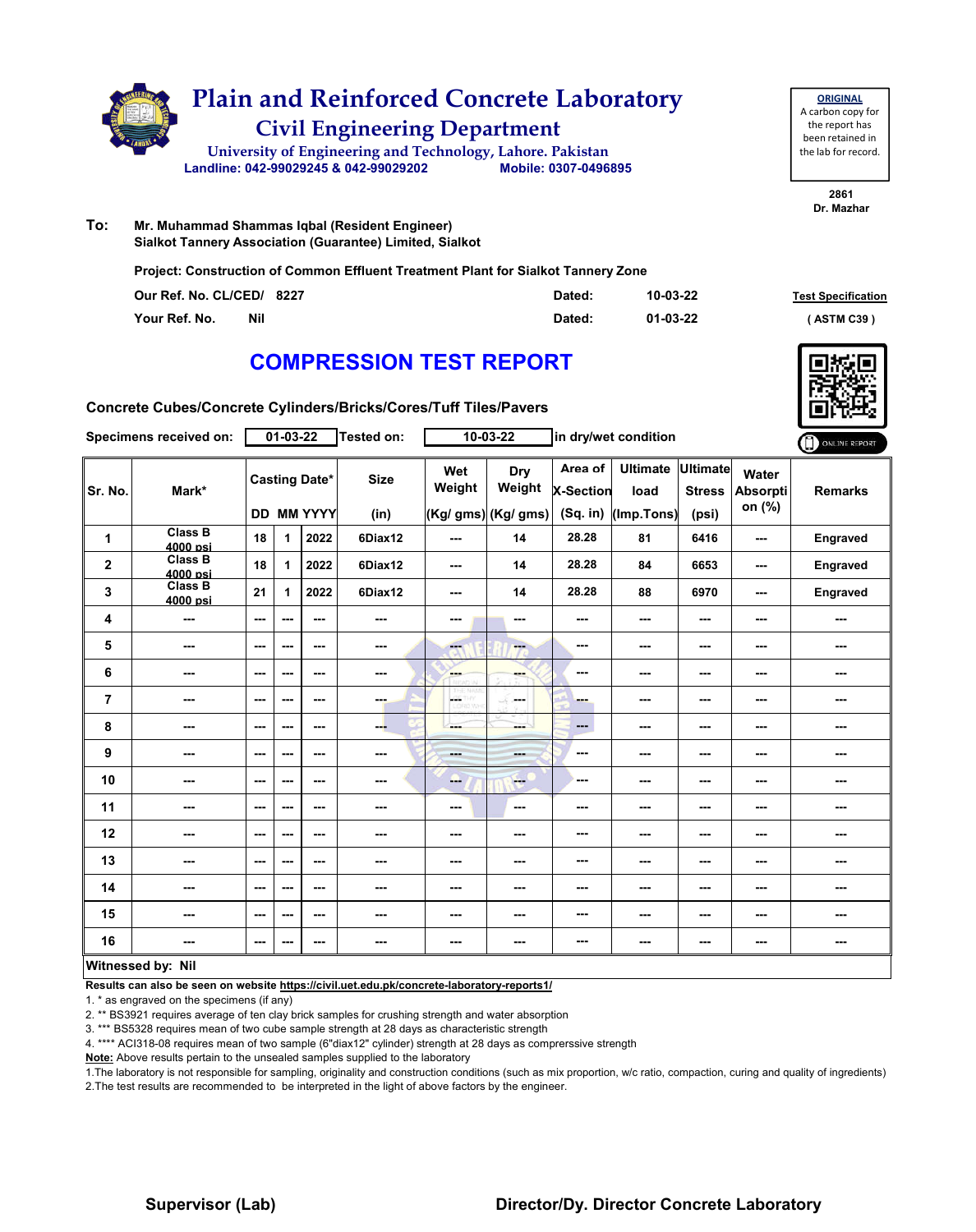# Plain and Reinforced Concrete Laboratory

## Civil Engineering Department

University of Engineering and Technology, Lahore. Pakistan

Landline: 042-99029245 & 042-99029202 Mobile: 0307-0496895

**ORIGINAL**
A carbon copy for the report has been retained in the lab for record.

2861
Dr. Mazhar

**To:** Mr. Muhammad Shammas Iqbal (Resident Engineer)
Sialkot Tannery Association (Guarantee) Limited, Sialkot

**Project: Construction of Common Effluent Treatment Plant for Sialkot Tannery Zone**

| | | | |
|---|---|---|---|
| Our Ref. No. CL/CED/ 8227 | Dated: | 10-03-22 | Test Specification |
| Your Ref. No. Nil | Dated: | 01-03-22 | ( ASTM C39 ) |

# COMPRESSION TEST REPORT

**Concrete Cubes/Concrete Cylinders/Bricks/Cores/Tuff Tiles/Pavers**

Specimens received on: 01-03-22 Tested on: 10-03-22 in dry/wet condition

| Sr. No. | Mark* | Casting Date* DD | MM | YYYY | Size (in) | Wet Weight (Kg/ gms) | Dry Weight (Kg/ gms) | Area of X-Section (Sq. in) | Ultimate load (Imp.Tons) | Ultimate Stress (psi) | Water Absorption (%) | Remarks |
|---|---|---|---|---|---|---|---|---|---|---|---|---|
| 1 | Class B 4000 psi | 18 | 1 | 2022 | 6Diax12 | --- | 14 | 28.28 | 81 | 6416 | --- | Engraved |
| 2 | Class B 4000 psi | 18 | 1 | 2022 | 6Diax12 | --- | 14 | 28.28 | 84 | 6653 | --- | Engraved |
| 3 | Class B 4000 psi | 21 | 1 | 2022 | 6Diax12 | --- | 14 | 28.28 | 88 | 6970 | --- | Engraved |
| 4 | --- | --- | --- | --- | --- | --- | --- | --- | --- | --- | --- | --- |
| 5 | --- | --- | --- | --- | --- | --- | --- | --- | --- | --- | --- | --- |
| 6 | --- | --- | --- | --- | --- | --- | --- | --- | --- | --- | --- | --- |
| 7 | --- | --- | --- | --- | --- | --- | --- | --- | --- | --- | --- | --- |
| 8 | --- | --- | --- | --- | --- | --- | --- | --- | --- | --- | --- | --- |
| 9 | --- | --- | --- | --- | --- | --- | --- | --- | --- | --- | --- | --- |
| 10 | --- | --- | --- | --- | --- | --- | --- | --- | --- | --- | --- | --- |
| 11 | --- | --- | --- | --- | --- | --- | --- | --- | --- | --- | --- | --- |
| 12 | --- | --- | --- | --- | --- | --- | --- | --- | --- | --- | --- | --- |
| 13 | --- | --- | --- | --- | --- | --- | --- | --- | --- | --- | --- | --- |
| 14 | --- | --- | --- | --- | --- | --- | --- | --- | --- | --- | --- | --- |
| 15 | --- | --- | --- | --- | --- | --- | --- | --- | --- | --- | --- | --- |
| 16 | --- | --- | --- | --- | --- | --- | --- | --- | --- | --- | --- | --- |

**Witnessed by: Nil**

**Results can also be seen on website https://civil.uet.edu.pk/concrete-laboratory-reports1/**

1. * as engraved on the specimens (if any)
2. ** BS3921 requires average of ten clay brick samples for crushing strength and water absorption
3. *** BS5328 requires mean of two cube sample strength at 28 days as characteristic strength
4. **** ACI318-08 requires mean of two sample (6"diax12" cylinder) strength at 28 days as comprerssive strength

**Note:** Above results pertain to the unsealed samples supplied to the laboratory

1. The laboratory is not responsible for sampling, originality and construction conditions (such as mix proportion, w/c ratio, compaction, curing and quality of ingredients)
2. The test results are recommended to be interpreted in the light of above factors by the engineer.

**Supervisor (Lab)** **Director/Dy. Director Concrete Laboratory**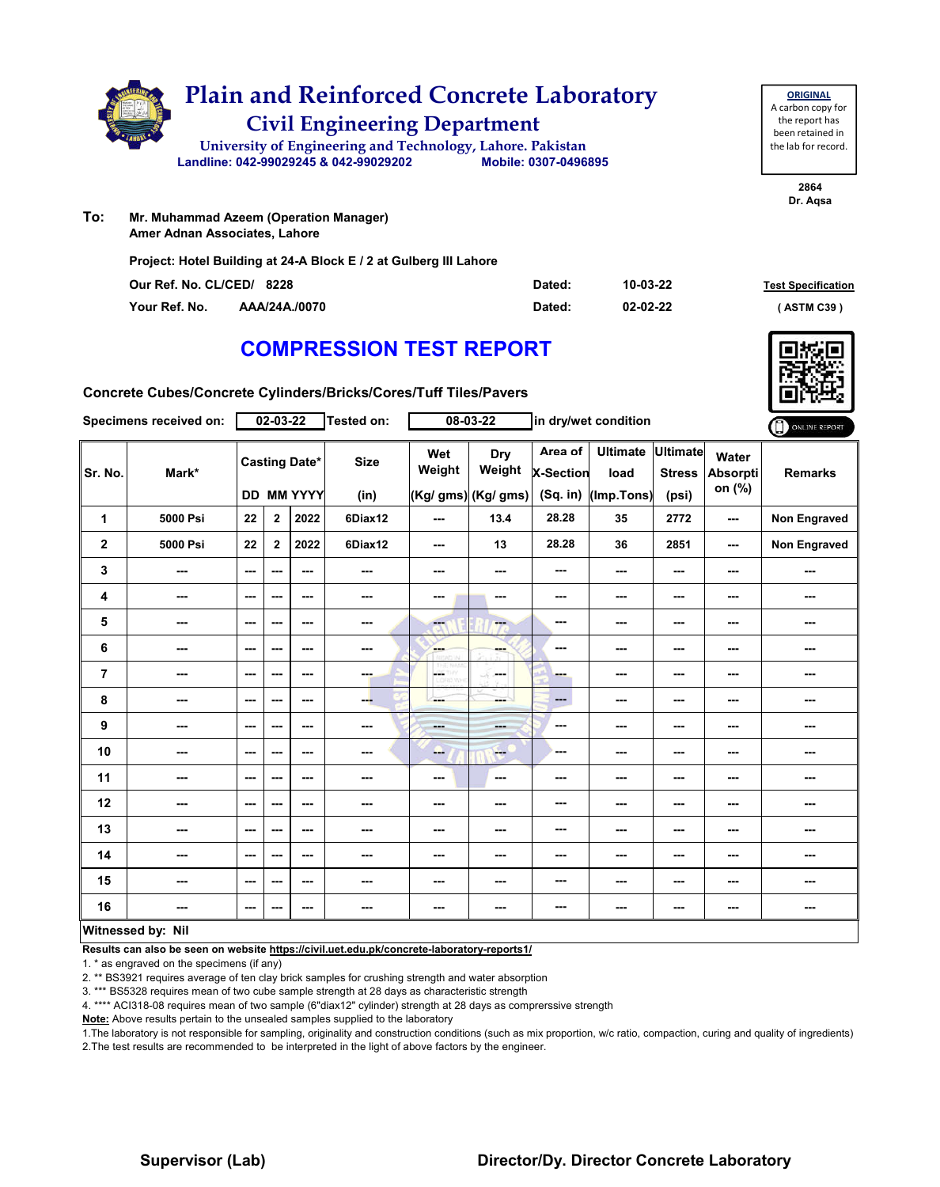# Plain and Reinforced Concrete Laboratory

## Civil Engineering Department

University of Engineering and Technology, Lahore. Pakistan

Landline: 042-99029245 & 042-99029202 Mobile: 0307-0496895

**ORIGINAL**
A carbon copy for the report has been retained in the lab for record.

2864
Dr. Aqsa

**To:** Mr. Muhammad Azeem (Operation Manager)
Amer Adnan Associates, Lahore

Project: Hotel Building at 24-A Block E / 2 at Gulberg III Lahore

Our Ref. No. CL/CED/ 8228 Dated: 10-03-22

Your Ref. No. AAA/24A./0070 Dated: 02-02-22

Test Specification (ASTM C39)

# COMPRESSION TEST REPORT

Concrete Cubes/Concrete Cylinders/Bricks/Cores/Tuff Tiles/Pavers

Specimens received on: 02-03-22 Tested on: 08-03-22 in dry/wet condition

| Sr. No. | Mark* | Casting Date* | | | Size | Wet Weight | Dry Weight | Area of X-Section | Ultimate load | Ultimate Stress | Water Absorption (%) | Remarks |
|---|---|---|---|---|---|---|---|---|---|---|---|---|
| | | DD | MM | YYYY | (in) | (Kg/ gms) | (Kg/ gms) | (Sq. in) | (Imp.Tons) | (psi) | | |
| 1 | 5000 Psi | 22 | 2 | 2022 | 6Diax12 | --- | 13.4 | 28.28 | 35 | 2772 | --- | Non Engraved |
| 2 | 5000 Psi | 22 | 2 | 2022 | 6Diax12 | --- | 13 | 28.28 | 36 | 2851 | --- | Non Engraved |
| 3 | --- | --- | --- | --- | --- | --- | --- | --- | --- | --- | --- | --- |
| 4 | --- | --- | --- | --- | --- | --- | --- | --- | --- | --- | --- | --- |
| 5 | --- | --- | --- | --- | --- | --- | --- | --- | --- | --- | --- | --- |
| 6 | --- | --- | --- | --- | --- | --- | --- | --- | --- | --- | --- | --- |
| 7 | --- | --- | --- | --- | --- | --- | --- | --- | --- | --- | --- | --- |
| 8 | --- | --- | --- | --- | --- | --- | --- | --- | --- | --- | --- | --- |
| 9 | --- | --- | --- | --- | --- | --- | --- | --- | --- | --- | --- | --- |
| 10 | --- | --- | --- | --- | --- | --- | --- | --- | --- | --- | --- | --- |
| 11 | --- | --- | --- | --- | --- | --- | --- | --- | --- | --- | --- | --- |
| 12 | --- | --- | --- | --- | --- | --- | --- | --- | --- | --- | --- | --- |
| 13 | --- | --- | --- | --- | --- | --- | --- | --- | --- | --- | --- | --- |
| 14 | --- | --- | --- | --- | --- | --- | --- | --- | --- | --- | --- | --- |
| 15 | --- | --- | --- | --- | --- | --- | --- | --- | --- | --- | --- | --- |
| 16 | --- | --- | --- | --- | --- | --- | --- | --- | --- | --- | --- | --- |

**Witnessed by: Nil**

**Results can also be seen on website https://civil.uet.edu.pk/concrete-laboratory-reports1/**

1. * as engraved on the specimens (if any)
2. ** BS3921 requires average of ten clay brick samples for crushing strength and water absorption
3. *** BS5328 requires mean of two cube sample strength at 28 days as characteristic strength
4. **** ACI318-08 requires mean of two sample (6"diax12" cylinder) strength at 28 days as comprerssive strength

**Note:** Above results pertain to the unsealed samples supplied to the laboratory

1.The laboratory is not responsible for sampling, originality and construction conditions (such as mix proportion, w/c ratio, compaction, curing and quality of ingredients)
2.The test results are recommended to be interpreted in the light of above factors by the engineer.

**Supervisor (Lab)** **Director/Dy. Director Concrete Laboratory**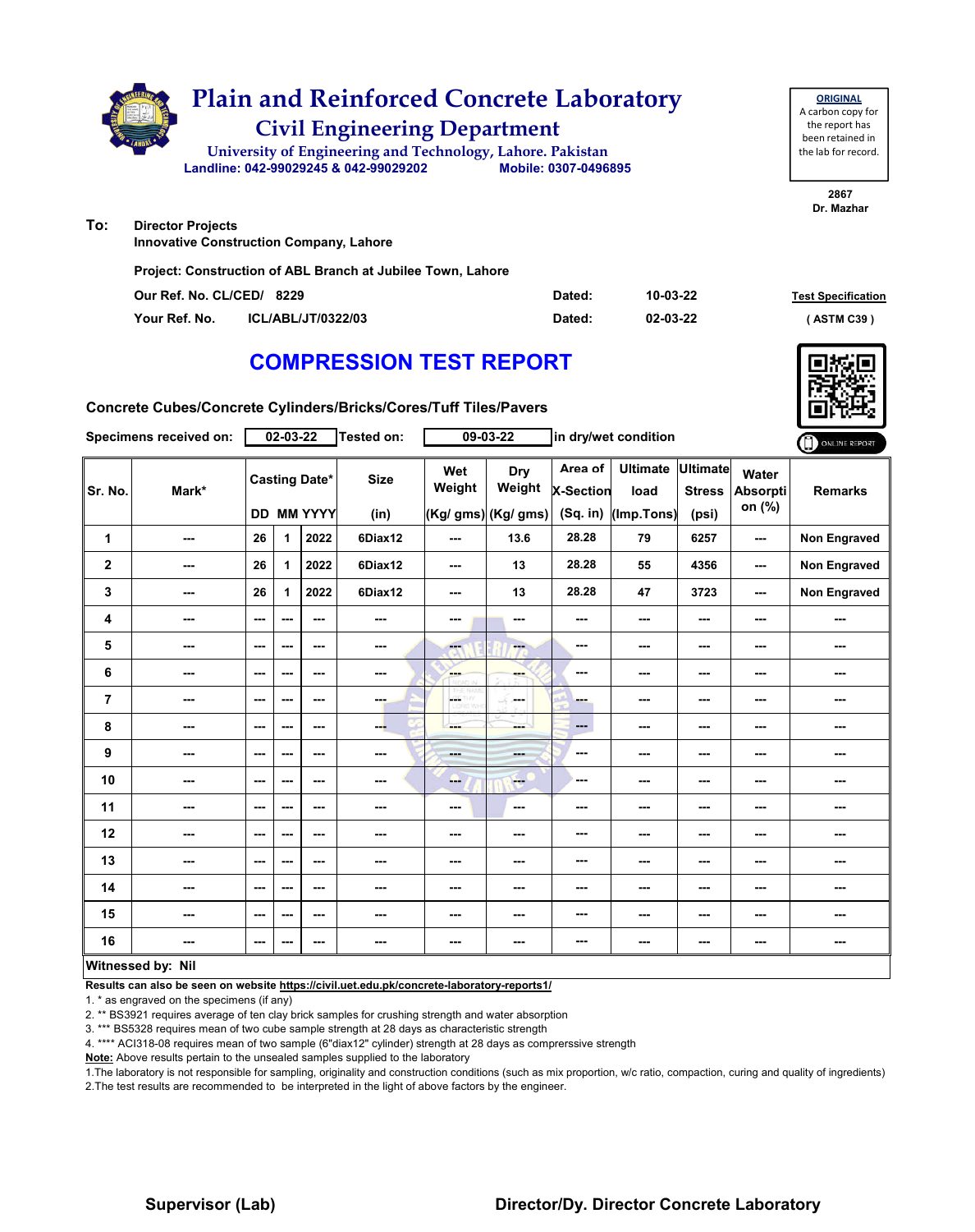# Plain and Reinforced Concrete Laboratory

## Civil Engineering Department

University of Engineering and Technology, Lahore. Pakistan

Landline: 042-99029245 & 042-99029202    Mobile: 0307-0496895

**ORIGINAL**
A carbon copy for the report has been retained in the lab for record.

2867
Dr. Mazhar

**To:** Director Projects
Innovative Construction Company, Lahore

Project: Construction of ABL Branch at Jubilee Town, Lahore

Our Ref. No. CL/CED/ 8229    Dated: 10-03-22

Your Ref. No. ICL/ABL/JT/0322/03    Dated: 02-03-22

**Test Specification** ( ASTM C39 )

# COMPRESSION TEST REPORT

Concrete Cubes/Concrete Cylinders/Bricks/Cores/Tuff Tiles/Pavers

Specimens received on: 02-03-22    Tested on: 09-03-22    in dry/wet condition

ONLINE REPORT

| Sr. No. | Mark* | Casting Date* | | | Size | Wet Weight | Dry Weight | Area of X-Section | Ultimate load | Ultimate Stress | Water Absorption (%) | Remarks |
|---|---|---|---|---|---|---|---|---|---|---|---|---|
| | | DD | MM | YYYY | (in) | (Kg/ gms) | (Kg/ gms) | (Sq. in) | (Imp.Tons) | (psi) | | |
| 1 | --- | 26 | 1 | 2022 | 6Diax12 | --- | 13.6 | 28.28 | 79 | 6257 | --- | Non Engraved |
| 2 | --- | 26 | 1 | 2022 | 6Diax12 | --- | 13 | 28.28 | 55 | 4356 | --- | Non Engraved |
| 3 | --- | 26 | 1 | 2022 | 6Diax12 | --- | 13 | 28.28 | 47 | 3723 | --- | Non Engraved |
| 4 | --- | --- | --- | --- | --- | --- | --- | --- | --- | --- | --- | --- |
| 5 | --- | --- | --- | --- | --- | --- | --- | --- | --- | --- | --- | --- |
| 6 | --- | --- | --- | --- | --- | --- | --- | --- | --- | --- | --- | --- |
| 7 | --- | --- | --- | --- | --- | --- | --- | --- | --- | --- | --- | --- |
| 8 | --- | --- | --- | --- | --- | --- | --- | --- | --- | --- | --- | --- |
| 9 | --- | --- | --- | --- | --- | --- | --- | --- | --- | --- | --- | --- |
| 10 | --- | --- | --- | --- | --- | --- | --- | --- | --- | --- | --- | --- |
| 11 | --- | --- | --- | --- | --- | --- | --- | --- | --- | --- | --- | --- |
| 12 | --- | --- | --- | --- | --- | --- | --- | --- | --- | --- | --- | --- |
| 13 | --- | --- | --- | --- | --- | --- | --- | --- | --- | --- | --- | --- |
| 14 | --- | --- | --- | --- | --- | --- | --- | --- | --- | --- | --- | --- |
| 15 | --- | --- | --- | --- | --- | --- | --- | --- | --- | --- | --- | --- |
| 16 | --- | --- | --- | --- | --- | --- | --- | --- | --- | --- | --- | --- |

**Witnessed by: Nil**

**Results can also be seen on website https://civil.uet.edu.pk/concrete-laboratory-reports1/**

1. * as engraved on the specimens (if any)
2. ** BS3921 requires average of ten clay brick samples for crushing strength and water absorption
3. *** BS5328 requires mean of two cube sample strength at 28 days as characteristic strength
4. **** ACI318-08 requires mean of two sample (6"diax12" cylinder) strength at 28 days as comprerssive strength

**Note:** Above results pertain to the unsealed samples supplied to the laboratory

1.The laboratory is not responsible for sampling, originality and construction conditions (such as mix proportion, w/c ratio, compaction, curing and quality of ingredients)
2.The test results are recommended to be interpreted in the light of above factors by the engineer.

**Supervisor (Lab)**    **Director/Dy. Director Concrete Laboratory**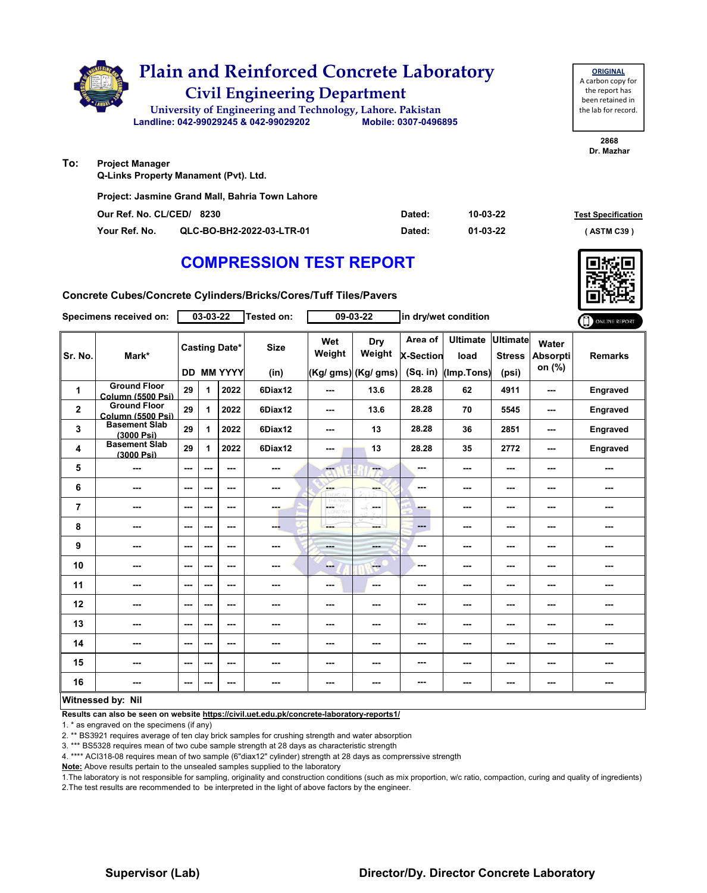# Plain and Reinforced Concrete Laboratory

## Civil Engineering Department

University of Engineering and Technology, Lahore. Pakistan

Landline: 042-99029245 & 042-99029202 Mobile: 0307-0496895

**ORIGINAL**
A carbon copy for the report has been retained in the lab for record.

2868
Dr. Mazhar

**To:** Project Manager
Q-Links Property Manament (Pvt). Ltd.

Project: Jasmine Grand Mall, Bahria Town Lahore

Our Ref. No. CL/CED/ 8230 Dated: 10-03-22

Your Ref. No. QLC-BO-BH2-2022-03-LTR-01 Dated: 01-03-22

Test Specification
( ASTM C39 )

# COMPRESSION TEST REPORT

Concrete Cubes/Concrete Cylinders/Bricks/Cores/Tuff Tiles/Pavers

Specimens received on: 03-03-22 Tested on: 09-03-22 in dry/wet condition

| Sr. No. | Mark* | Casting Date* DD | MM | YYYY | Size (in) | Wet Weight (Kg/ gms) | Dry Weight (Kg/ gms) | Area of X-Section (Sq. in) | Ultimate load (Imp.Tons) | Ultimate Stress (psi) | Water Absorption (%) | Remarks |
|---|---|---|---|---|---|---|---|---|---|---|---|---|
| 1 | Ground Floor Column (5500 Psi) | 29 | 1 | 2022 | 6Diax12 | --- | 13.6 | 28.28 | 62 | 4911 | --- | Engraved |
| 2 | Ground Floor Column (5500 Psi) | 29 | 1 | 2022 | 6Diax12 | --- | 13.6 | 28.28 | 70 | 5545 | --- | Engraved |
| 3 | Basement Slab (3000 Psi) | 29 | 1 | 2022 | 6Diax12 | --- | 13 | 28.28 | 36 | 2851 | --- | Engraved |
| 4 | Basement Slab (3000 Psi) | 29 | 1 | 2022 | 6Diax12 | --- | 13 | 28.28 | 35 | 2772 | --- | Engraved |
| 5 | --- | --- | --- | --- | --- | --- | --- | --- | --- | --- | --- | --- |
| 6 | --- | --- | --- | --- | --- | --- | --- | --- | --- | --- | --- | --- |
| 7 | --- | --- | --- | --- | --- | --- | --- | --- | --- | --- | --- | --- |
| 8 | --- | --- | --- | --- | --- | --- | --- | --- | --- | --- | --- | --- |
| 9 | --- | --- | --- | --- | --- | --- | --- | --- | --- | --- | --- | --- |
| 10 | --- | --- | --- | --- | --- | --- | --- | --- | --- | --- | --- | --- |
| 11 | --- | --- | --- | --- | --- | --- | --- | --- | --- | --- | --- | --- |
| 12 | --- | --- | --- | --- | --- | --- | --- | --- | --- | --- | --- | --- |
| 13 | --- | --- | --- | --- | --- | --- | --- | --- | --- | --- | --- | --- |
| 14 | --- | --- | --- | --- | --- | --- | --- | --- | --- | --- | --- | --- |
| 15 | --- | --- | --- | --- | --- | --- | --- | --- | --- | --- | --- | --- |
| 16 | --- | --- | --- | --- | --- | --- | --- | --- | --- | --- | --- | --- |

**Witnessed by: Nil**

**Results can also be seen on website https://civil.uet.edu.pk/concrete-laboratory-reports1/**

1. * as engraved on the specimens (if any)
2. ** BS3921 requires average of ten clay brick samples for crushing strength and water absorption
3. *** BS5328 requires mean of two cube sample strength at 28 days as characteristic strength
4. **** ACI318-08 requires mean of two sample (6"diax12" cylinder) strength at 28 days as comprerssive strength

**Note:** Above results pertain to the unsealed samples supplied to the laboratory

1.The laboratory is not responsible for sampling, originality and construction conditions (such as mix proportion, w/c ratio, compaction, curing and quality of ingredients)
2.The test results are recommended to be interpreted in the light of above factors by the engineer.

**Supervisor (Lab)** **Director/Dy. Director Concrete Laboratory**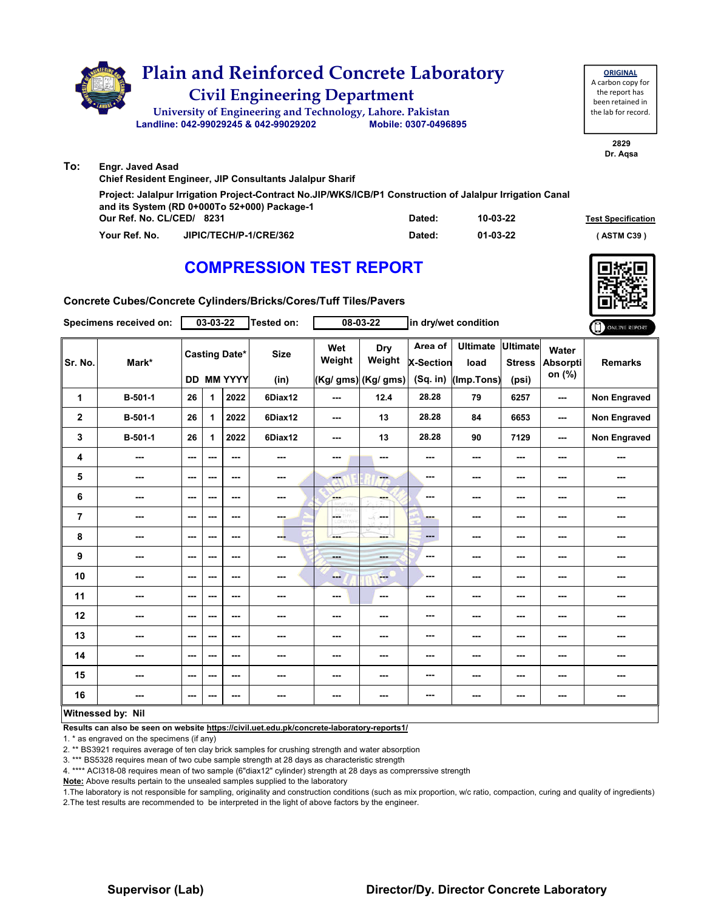# Plain and Reinforced Concrete Laboratory

## Civil Engineering Department

University of Engineering and Technology, Lahore. Pakistan

Landline: 042-99029245 & 042-99029202 Mobile: 0307-0496895

**ORIGINAL**
A carbon copy for the report has been retained in the lab for record.

2829
Dr. Aqsa

**To:** Engr. Javed Asad
Chief Resident Engineer, JIP Consultants Jalalpur Sharif

Project: Jalalpur Irrigation Project-Contract No.JIP/WKS/ICB/P1 Construction of Jalalpur Irrigation Canal and its System (RD 0+000To 52+000) Package-1

Our Ref. No. CL/CED/ 8231 Dated: 10-03-22

Your Ref. No. JIPIC/TECH/P-1/CRE/362 Dated: 01-03-22

Test Specification (ASTM C39)

## COMPRESSION TEST REPORT

Concrete Cubes/Concrete Cylinders/Bricks/Cores/Tuff Tiles/Pavers

Specimens received on: 03-03-22 Tested on: 08-03-22 in dry/wet condition

| Sr. No. | Mark* | Casting Date* | | | Size | Wet Weight | Dry Weight | Area of X-Section | Ultimate load | Ultimate Stress | Water Absorption (%) | Remarks |
|---|---|---|---|---|---|---|---|---|---|---|---|---|
| | | DD | MM | YYYY | (in) | (Kg/ gms) | (Kg/ gms) | (Sq. in) | (Imp.Tons) | (psi) | | |
| 1 | B-501-1 | 26 | 1 | 2022 | 6Diax12 | --- | 12.4 | 28.28 | 79 | 6257 | --- | Non Engraved |
| 2 | B-501-1 | 26 | 1 | 2022 | 6Diax12 | --- | 13 | 28.28 | 84 | 6653 | --- | Non Engraved |
| 3 | B-501-1 | 26 | 1 | 2022 | 6Diax12 | --- | 13 | 28.28 | 90 | 7129 | --- | Non Engraved |
| 4 | --- | --- | --- | --- | --- | --- | --- | --- | --- | --- | --- | --- |
| 5 | --- | --- | --- | --- | --- | --- | --- | --- | --- | --- | --- | --- |
| 6 | --- | --- | --- | --- | --- | --- | --- | --- | --- | --- | --- | --- |
| 7 | --- | --- | --- | --- | --- | --- | --- | --- | --- | --- | --- | --- |
| 8 | --- | --- | --- | --- | --- | --- | --- | --- | --- | --- | --- | --- |
| 9 | --- | --- | --- | --- | --- | --- | --- | --- | --- | --- | --- | --- |
| 10 | --- | --- | --- | --- | --- | --- | --- | --- | --- | --- | --- | --- |
| 11 | --- | --- | --- | --- | --- | --- | --- | --- | --- | --- | --- | --- |
| 12 | --- | --- | --- | --- | --- | --- | --- | --- | --- | --- | --- | --- |
| 13 | --- | --- | --- | --- | --- | --- | --- | --- | --- | --- | --- | --- |
| 14 | --- | --- | --- | --- | --- | --- | --- | --- | --- | --- | --- | --- |
| 15 | --- | --- | --- | --- | --- | --- | --- | --- | --- | --- | --- | --- |
| 16 | --- | --- | --- | --- | --- | --- | --- | --- | --- | --- | --- | --- |

**Witnessed by: Nil**

**Results can also be seen on website https://civil.uet.edu.pk/concrete-laboratory-reports1/**

1. * as engraved on the specimens (if any)
2. ** BS3921 requires average of ten clay brick samples for crushing strength and water absorption
3. *** BS5328 requires mean of two cube sample strength at 28 days as characteristic strength
4. **** ACI318-08 requires mean of two sample (6"diax12" cylinder) strength at 28 days as comprerssive strength

**Note:** Above results pertain to the unsealed samples supplied to the laboratory

1.The laboratory is not responsible for sampling, originality and construction conditions (such as mix proportion, w/c ratio, compaction, curing and quality of ingredients)
2.The test results are recommended to be interpreted in the light of above factors by the engineer.

**Supervisor (Lab)** **Director/Dy. Director Concrete Laboratory**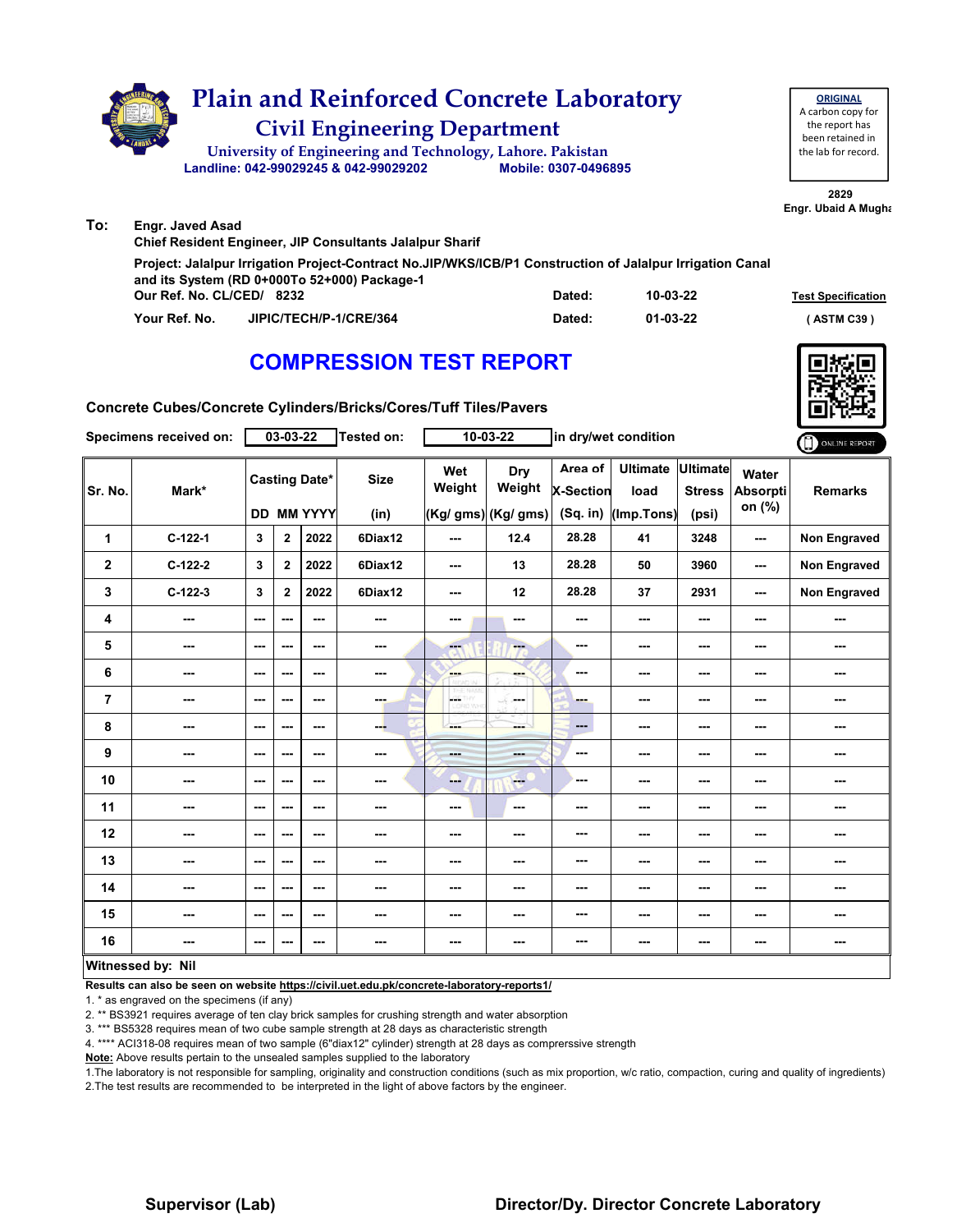# Plain and Reinforced Concrete Laboratory

## Civil Engineering Department

University of Engineering and Technology, Lahore. Pakistan

**Landline: 042-99029245 & 042-99029202** **Mobile: 0307-0496895**

**ORIGINAL**
A carbon copy for the report has been retained in the lab for record.

**2829**
**Engr. Ubaid A Mugha**

**To:** **Engr. Javed Asad**
**Chief Resident Engineer, JIP Consultants Jalalpur Sharif**

**Project: Jalalpur Irrigation Project-Contract No.JIP/WKS/ICB/P1 Construction of Jalalpur Irrigation Canal and its System (RD 0+000To 52+000) Package-1**

**Our Ref. No. CL/CED/ 8232** **Dated: 10-03-22**

**Your Ref. No. JIPIC/TECH/P-1/CRE/364** **Dated: 01-03-22**

**Test Specification**
**( ASTM C39 )**

# COMPRESSION TEST REPORT

**Concrete Cubes/Concrete Cylinders/Bricks/Cores/Tuff Tiles/Pavers**

**Specimens received on: 03-03-22** **Tested on: 10-03-22** **in dry/wet condition**

| Sr. No. | Mark* | Casting Date* DD | MM | YYYY | Size (in) | Wet Weight (Kg/ gms) | Dry Weight (Kg/ gms) | Area of X-Section (Sq. in) | Ultimate load (Imp.Tons) | Ultimate Stress (psi) | Water Absorption (%) | Remarks |
|---|---|---|---|---|---|---|---|---|---|---|---|---|
| 1 | C-122-1 | 3 | 2 | 2022 | 6Diax12 | --- | 12.4 | 28.28 | 41 | 3248 | --- | Non Engraved |
| 2 | C-122-2 | 3 | 2 | 2022 | 6Diax12 | --- | 13 | 28.28 | 50 | 3960 | --- | Non Engraved |
| 3 | C-122-3 | 3 | 2 | 2022 | 6Diax12 | --- | 12 | 28.28 | 37 | 2931 | --- | Non Engraved |
| 4 | --- | --- | --- | --- | --- | --- | --- | --- | --- | --- | --- | --- |
| 5 | --- | --- | --- | --- | --- | --- | --- | --- | --- | --- | --- | --- |
| 6 | --- | --- | --- | --- | --- | --- | --- | --- | --- | --- | --- | --- |
| 7 | --- | --- | --- | --- | --- | --- | --- | --- | --- | --- | --- | --- |
| 8 | --- | --- | --- | --- | --- | --- | --- | --- | --- | --- | --- | --- |
| 9 | --- | --- | --- | --- | --- | --- | --- | --- | --- | --- | --- | --- |
| 10 | --- | --- | --- | --- | --- | --- | --- | --- | --- | --- | --- | --- |
| 11 | --- | --- | --- | --- | --- | --- | --- | --- | --- | --- | --- | --- |
| 12 | --- | --- | --- | --- | --- | --- | --- | --- | --- | --- | --- | --- |
| 13 | --- | --- | --- | --- | --- | --- | --- | --- | --- | --- | --- | --- |
| 14 | --- | --- | --- | --- | --- | --- | --- | --- | --- | --- | --- | --- |
| 15 | --- | --- | --- | --- | --- | --- | --- | --- | --- | --- | --- | --- |
| 16 | --- | --- | --- | --- | --- | --- | --- | --- | --- | --- | --- | --- |

**Witnessed by: Nil**

**Results can also be seen on website https://civil.uet.edu.pk/concrete-laboratory-reports1/**

1. * as engraved on the specimens (if any)
2. ** BS3921 requires average of ten clay brick samples for crushing strength and water absorption
3. *** BS5328 requires mean of two cube sample strength at 28 days as characteristic strength
4. **** ACI318-08 requires mean of two sample (6"diax12" cylinder) strength at 28 days as comprerssive strength

**Note:** Above results pertain to the unsealed samples supplied to the laboratory

1.The laboratory is not responsible for sampling, originality and construction conditions (such as mix proportion, w/c ratio, compaction, curing and quality of ingredients)
2.The test results are recommended to be interpreted in the light of above factors by the engineer.

**Supervisor (Lab)** **Director/Dy. Director Concrete Laboratory**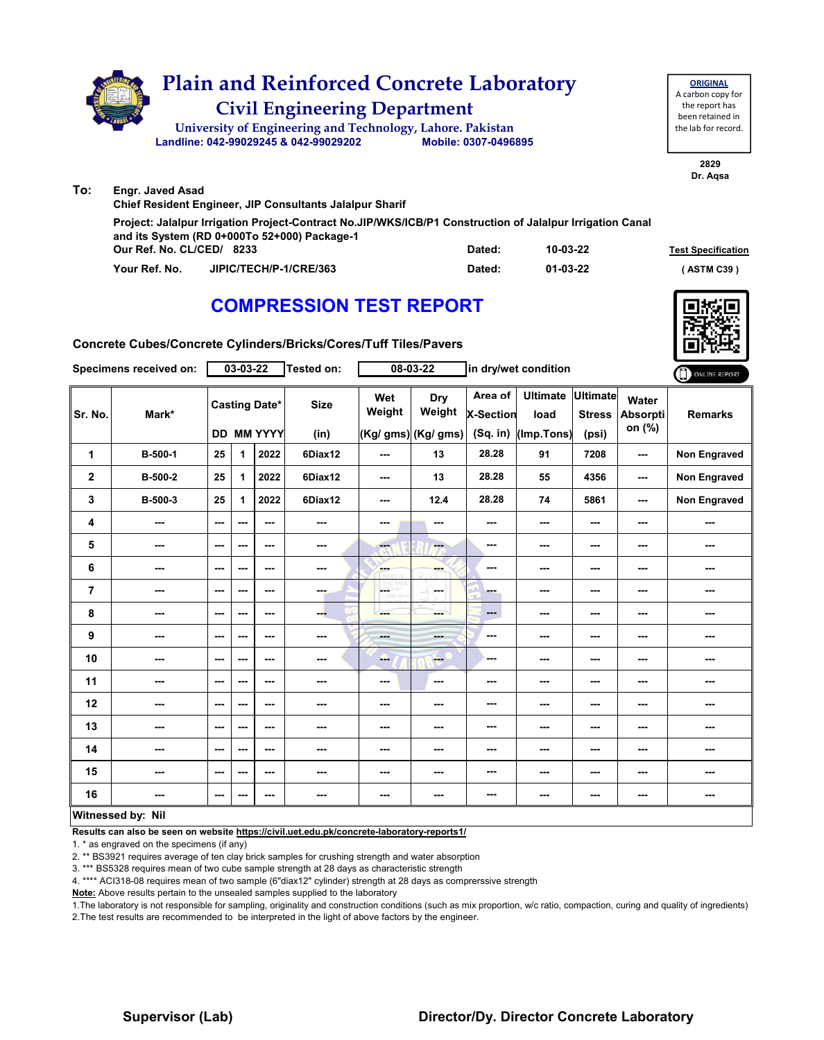# Plain and Reinforced Concrete Laboratory

## Civil Engineering Department

University of Engineering and Technology, Lahore. Pakistan

Landline: 042-99029245 & 042-99029202 Mobile: 0307-0496895

**ORIGINAL**
A carbon copy for the report has been retained in the lab for record.

2829
Dr. Aqsa

**To:** Engr. Javed Asad
Chief Resident Engineer, JIP Consultants Jalalpur Sharif

Project: Jalalpur Irrigation Project-Contract No.JIP/WKS/ICB/P1 Construction of Jalalpur Irrigation Canal and its System (RD 0+000To 52+000) Package-1

Our Ref. No. CL/CED/ 8233 Dated: 10-03-22

Your Ref. No. JIPIC/TECH/P-1/CRE/363 Dated: 01-03-22

Test Specification ( ASTM C39 )

# COMPRESSION TEST REPORT

Concrete Cubes/Concrete Cylinders/Bricks/Cores/Tuff Tiles/Pavers

Specimens received on: 03-03-22 Tested on: 08-03-22 in dry/wet condition

| Sr. No. | Mark* | Casting Date* | | | Size | Wet Weight | Dry Weight | Area of X-Section | Ultimate load | Ultimate Stress | Water Absorption (%) | Remarks |
|---|---|---|---|---|---|---|---|---|---|---|---|---|
| | | DD | MM | YYYY | (in) | (Kg/ gms) | (Kg/ gms) | (Sq. in) | (Imp.Tons) | (psi) | | |
| 1 | B-500-1 | 25 | 1 | 2022 | 6Diax12 | --- | 13 | 28.28 | 91 | 7208 | --- | Non Engraved |
| 2 | B-500-2 | 25 | 1 | 2022 | 6Diax12 | --- | 13 | 28.28 | 55 | 4356 | --- | Non Engraved |
| 3 | B-500-3 | 25 | 1 | 2022 | 6Diax12 | --- | 12.4 | 28.28 | 74 | 5861 | --- | Non Engraved |
| 4 | --- | --- | --- | --- | --- | --- | --- | --- | --- | --- | --- | --- |
| 5 | --- | --- | --- | --- | --- | --- | --- | --- | --- | --- | --- | --- |
| 6 | --- | --- | --- | --- | --- | --- | --- | --- | --- | --- | --- | --- |
| 7 | --- | --- | --- | --- | --- | --- | --- | --- | --- | --- | --- | --- |
| 8 | --- | --- | --- | --- | --- | --- | --- | --- | --- | --- | --- | --- |
| 9 | --- | --- | --- | --- | --- | --- | --- | --- | --- | --- | --- | --- |
| 10 | --- | --- | --- | --- | --- | --- | --- | --- | --- | --- | --- | --- |
| 11 | --- | --- | --- | --- | --- | --- | --- | --- | --- | --- | --- | --- |
| 12 | --- | --- | --- | --- | --- | --- | --- | --- | --- | --- | --- | --- |
| 13 | --- | --- | --- | --- | --- | --- | --- | --- | --- | --- | --- | --- |
| 14 | --- | --- | --- | --- | --- | --- | --- | --- | --- | --- | --- | --- |
| 15 | --- | --- | --- | --- | --- | --- | --- | --- | --- | --- | --- | --- |
| 16 | --- | --- | --- | --- | --- | --- | --- | --- | --- | --- | --- | --- |

**Witnessed by: Nil**

**Results can also be seen on website https://civil.uet.edu.pk/concrete-laboratory-reports1/**

1. * as engraved on the specimens (if any)
2. ** BS3921 requires average of ten clay brick samples for crushing strength and water absorption
3. *** BS5328 requires mean of two cube sample strength at 28 days as characteristic strength
4. **** ACI318-08 requires mean of two sample (6"diax12" cylinder) strength at 28 days as comprerssive strength

**Note:** Above results pertain to the unsealed samples supplied to the laboratory

1.The laboratory is not responsible for sampling, originality and construction conditions (such as mix proportion, w/c ratio, compaction, curing and quality of ingredients)
2.The test results are recommended to be interpreted in the light of above factors by the engineer.

**Supervisor (Lab)** **Director/Dy. Director Concrete Laboratory**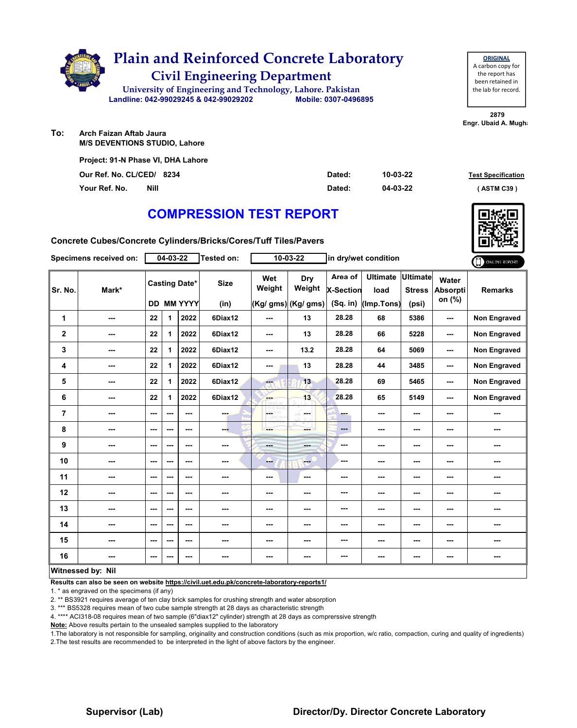# Plain and Reinforced Concrete Laboratory

## Civil Engineering Department

University of Engineering and Technology, Lahore. Pakistan

Landline: 042-99029245 & 042-99029202 Mobile: 0307-0496895

**ORIGINAL**
A carbon copy for the report has been retained in the lab for record.

2879
Engr. Ubaid A. Mugh

**To:** Arch Faizan Aftab Jaura
M/S DEVENTIONS STUDIO, Lahore

Project: 91-N Phase VI, DHA Lahore

Our Ref. No. CL/CED/ 8234 Dated: 10-03-22

Your Ref. No. Nill Dated: 04-03-22

Test Specification
( ASTM C39 )

# COMPRESSION TEST REPORT

Concrete Cubes/Concrete Cylinders/Bricks/Cores/Tuff Tiles/Pavers

Specimens received on: 04-03-22 Tested on: 10-03-22 in dry/wet condition

| Sr. No. | Mark* | Casting Date* | | | Size | Wet Weight | Dry Weight | Area of X-Section | Ultimate load | Ultimate Stress | Water Absorption (%) | Remarks |
|---|---|---|---|---|---|---|---|---|---|---|---|---|
| | | DD | MM | YYYY | (in) | (Kg/ gms) | (Kg/ gms) | (Sq. in) | (Imp.Tons) | (psi) | | |
| 1 | --- | 22 | 1 | 2022 | 6Diax12 | --- | 13 | 28.28 | 68 | 5386 | --- | Non Engraved |
| 2 | --- | 22 | 1 | 2022 | 6Diax12 | --- | 13 | 28.28 | 66 | 5228 | --- | Non Engraved |
| 3 | --- | 22 | 1 | 2022 | 6Diax12 | --- | 13.2 | 28.28 | 64 | 5069 | --- | Non Engraved |
| 4 | --- | 22 | 1 | 2022 | 6Diax12 | --- | 13 | 28.28 | 44 | 3485 | --- | Non Engraved |
| 5 | --- | 22 | 1 | 2022 | 6Diax12 | --- | 13 | 28.28 | 69 | 5465 | --- | Non Engraved |
| 6 | --- | 22 | 1 | 2022 | 6Diax12 | --- | 13 | 28.28 | 65 | 5149 | --- | Non Engraved |
| 7 | --- | --- | --- | --- | --- | --- | --- | --- | --- | --- | --- | --- |
| 8 | --- | --- | --- | --- | --- | --- | --- | --- | --- | --- | --- | --- |
| 9 | --- | --- | --- | --- | --- | --- | --- | --- | --- | --- | --- | --- |
| 10 | --- | --- | --- | --- | --- | --- | --- | --- | --- | --- | --- | --- |
| 11 | --- | --- | --- | --- | --- | --- | --- | --- | --- | --- | --- | --- |
| 12 | --- | --- | --- | --- | --- | --- | --- | --- | --- | --- | --- | --- |
| 13 | --- | --- | --- | --- | --- | --- | --- | --- | --- | --- | --- | --- |
| 14 | --- | --- | --- | --- | --- | --- | --- | --- | --- | --- | --- | --- |
| 15 | --- | --- | --- | --- | --- | --- | --- | --- | --- | --- | --- | --- |
| 16 | --- | --- | --- | --- | --- | --- | --- | --- | --- | --- | --- | --- |

Witnessed by: Nil

**Results can also be seen on website https://civil.uet.edu.pk/concrete-laboratory-reports1/**

1. * as engraved on the specimens (if any)
2. ** BS3921 requires average of ten clay brick samples for crushing strength and water absorption
3. *** BS5328 requires mean of two cube sample strength at 28 days as characteristic strength
4. **** ACI318-08 requires mean of two sample (6"diax12" cylinder) strength at 28 days as comprerssive strength

**Note:** Above results pertain to the unsealed samples supplied to the laboratory

1.The laboratory is not responsible for sampling, originality and construction conditions (such as mix proportion, w/c ratio, compaction, curing and quality of ingredients)
2.The test results are recommended to be interpreted in the light of above factors by the engineer.

**Supervisor (Lab)** **Director/Dy. Director Concrete Laboratory**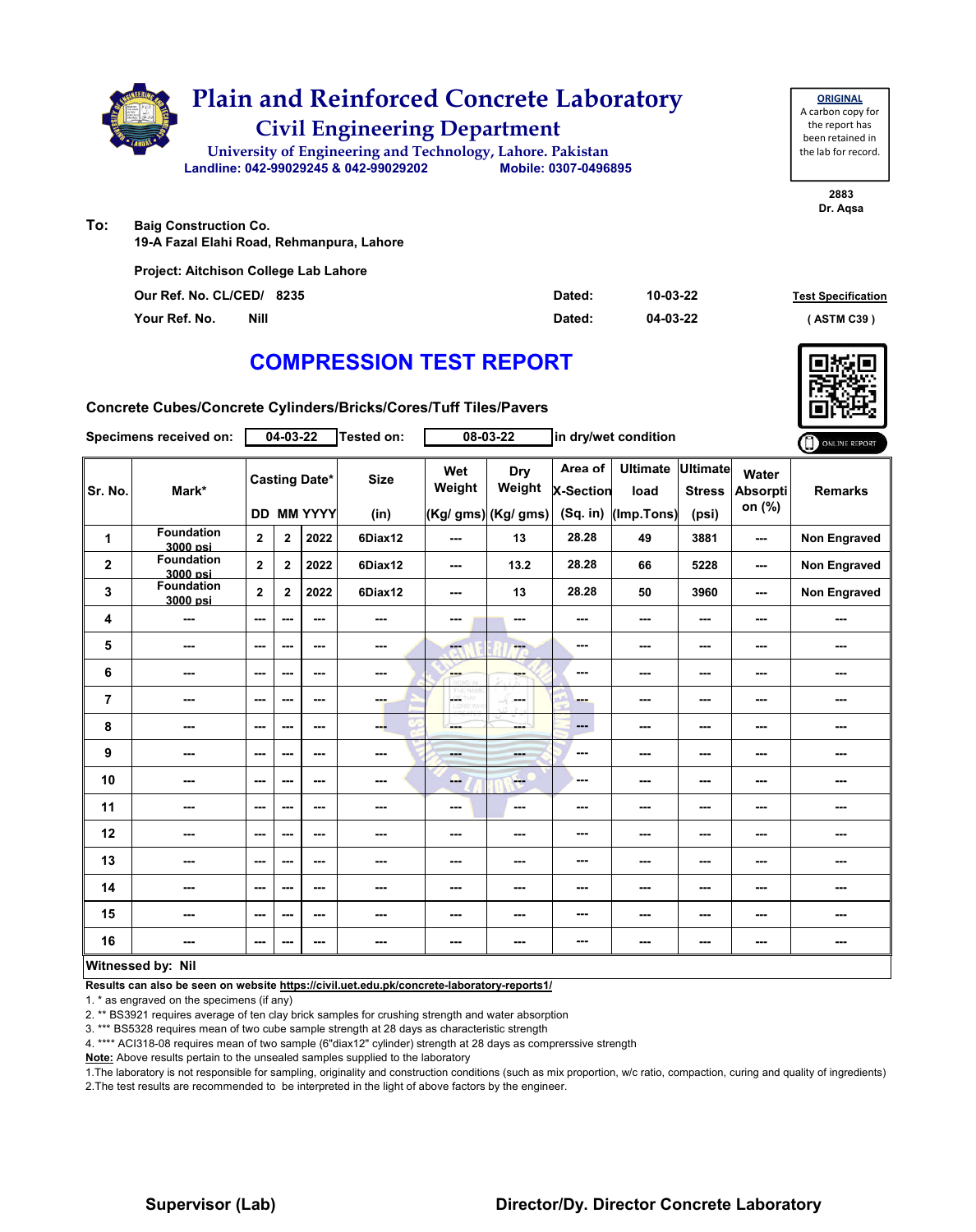# Plain and Reinforced Concrete Laboratory

## Civil Engineering Department

University of Engineering and Technology, Lahore. Pakistan

Landline: 042-99029245 & 042-99029202 Mobile: 0307-0496895

**ORIGINAL**
A carbon copy for the report has been retained in the lab for record.

2883
Dr. Aqsa

**To:** Baig Construction Co.
19-A Fazal Elahi Road, Rehmanpura, Lahore

Project: Aitchison College Lab Lahore

Our Ref. No. CL/CED/ 8235 Dated: 10-03-22

Your Ref. No. Nill Dated: 04-03-22

Test Specification (ASTM C39)

# COMPRESSION TEST REPORT

**Concrete Cubes/Concrete Cylinders/Bricks/Cores/Tuff Tiles/Pavers**

Specimens received on: 04-03-22 Tested on: 08-03-22 in dry/wet condition

| Sr. No. | Mark* | Casting Date* | | | Size | Wet Weight | Dry Weight | Area of X-Section | Ultimate load | Ultimate Stress | Water Absorption (%) | Remarks |
|---|---|---|---|---|---|---|---|---|---|---|---|---|
| | | DD | MM | YYYY | (in) | (Kg/ gms) | (Kg/ gms) | (Sq. in) | (Imp.Tons) | (psi) | | |
| 1 | Foundation 3000 psi | 2 | 2 | 2022 | 6Diax12 | --- | 13 | 28.28 | 49 | 3881 | --- | Non Engraved |
| 2 | Foundation 3000 psi | 2 | 2 | 2022 | 6Diax12 | --- | 13.2 | 28.28 | 66 | 5228 | --- | Non Engraved |
| 3 | Foundation 3000 psi | 2 | 2 | 2022 | 6Diax12 | --- | 13 | 28.28 | 50 | 3960 | --- | Non Engraved |
| 4 | --- | --- | --- | --- | --- | --- | --- | --- | --- | --- | --- | --- |
| 5 | --- | --- | --- | --- | --- | --- | --- | --- | --- | --- | --- | --- |
| 6 | --- | --- | --- | --- | --- | --- | --- | --- | --- | --- | --- | --- |
| 7 | --- | --- | --- | --- | --- | --- | --- | --- | --- | --- | --- | --- |
| 8 | --- | --- | --- | --- | --- | --- | --- | --- | --- | --- | --- | --- |
| 9 | --- | --- | --- | --- | --- | --- | --- | --- | --- | --- | --- | --- |
| 10 | --- | --- | --- | --- | --- | --- | --- | --- | --- | --- | --- | --- |
| 11 | --- | --- | --- | --- | --- | --- | --- | --- | --- | --- | --- | --- |
| 12 | --- | --- | --- | --- | --- | --- | --- | --- | --- | --- | --- | --- |
| 13 | --- | --- | --- | --- | --- | --- | --- | --- | --- | --- | --- | --- |
| 14 | --- | --- | --- | --- | --- | --- | --- | --- | --- | --- | --- | --- |
| 15 | --- | --- | --- | --- | --- | --- | --- | --- | --- | --- | --- | --- |
| 16 | --- | --- | --- | --- | --- | --- | --- | --- | --- | --- | --- | --- |

**Witnessed by: Nil**

**Results can also be seen on website https://civil.uet.edu.pk/concrete-laboratory-reports1/**

1. * as engraved on the specimens (if any)
2. ** BS3921 requires average of ten clay brick samples for crushing strength and water absorption
3. *** BS5328 requires mean of two cube sample strength at 28 days as characteristic strength
4. **** ACI318-08 requires mean of two sample (6"diax12" cylinder) strength at 28 days as comprerssive strength

**Note:** Above results pertain to the unsealed samples supplied to the laboratory

1.The laboratory is not responsible for sampling, originality and construction conditions (such as mix proportion, w/c ratio, compaction, curing and quality of ingredients)
2.The test results are recommended to be interpreted in the light of above factors by the engineer.

**Supervisor (Lab)** **Director/Dy. Director Concrete Laboratory**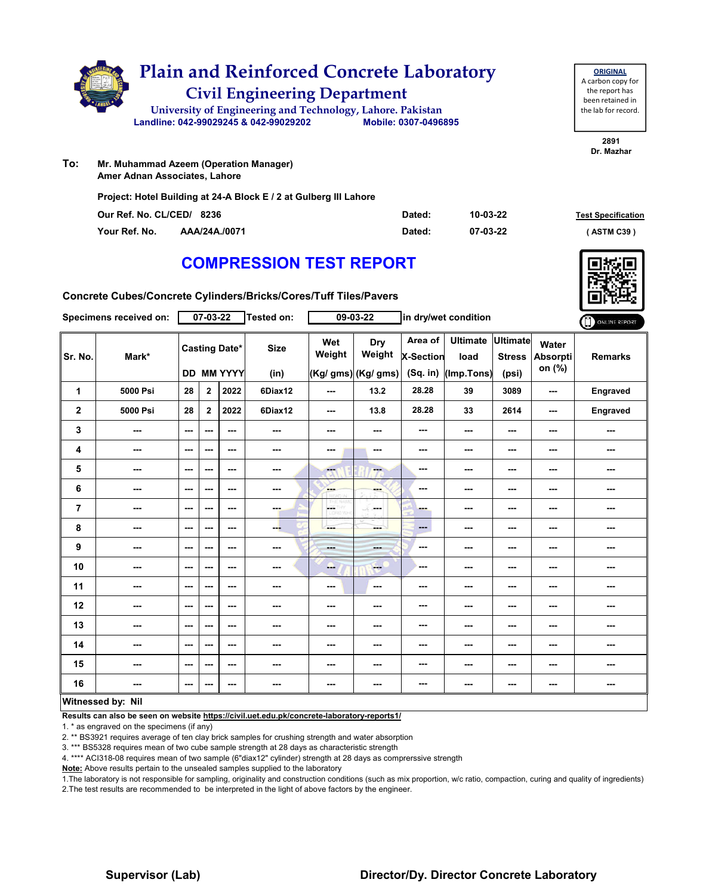# Plain and Reinforced Concrete Laboratory

## Civil Engineering Department

University of Engineering and Technology, Lahore. Pakistan

Landline: 042-99029245 & 042-99029202 Mobile: 0307-0496895

**ORIGINAL**
A carbon copy for the report has been retained in the lab for record.

2891
Dr. Mazhar

**To:** Mr. Muhammad Azeem (Operation Manager)
Amer Adnan Associates, Lahore

Project: Hotel Building at 24-A Block E / 2 at Gulberg III Lahore

Our Ref. No. CL/CED/ 8236 Dated: 10-03-22

Your Ref. No. AAA/24A./0071 Dated: 07-03-22

Test Specification (ASTM C39)

## COMPRESSION TEST REPORT

Concrete Cubes/Concrete Cylinders/Bricks/Cores/Tuff Tiles/Pavers

Specimens received on: 07-03-22 Tested on: 09-03-22 in dry/wet condition

ONLINE REPORT

| Sr. No. | Mark* | Casting Date* | | | Size | Wet Weight | Dry Weight | Area of X-Section | Ultimate load | Ultimate Stress | Water Absorption (%) | Remarks |
|---|---|---|---|---|---|---|---|---|---|---|---|---|
| | | DD | MM | YYYY | (in) | (Kg/ gms) | (Kg/ gms) | (Sq. in) | (Imp.Tons) | (psi) | | |
| 1 | 5000 Psi | 28 | 2 | 2022 | 6Diax12 | --- | 13.2 | 28.28 | 39 | 3089 | --- | Engraved |
| 2 | 5000 Psi | 28 | 2 | 2022 | 6Diax12 | --- | 13.8 | 28.28 | 33 | 2614 | --- | Engraved |
| 3 | --- | --- | --- | --- | --- | --- | --- | --- | --- | --- | --- | --- |
| 4 | --- | --- | --- | --- | --- | --- | --- | --- | --- | --- | --- | --- |
| 5 | --- | --- | --- | --- | --- | --- | --- | --- | --- | --- | --- | --- |
| 6 | --- | --- | --- | --- | --- | --- | --- | --- | --- | --- | --- | --- |
| 7 | --- | --- | --- | --- | --- | --- | --- | --- | --- | --- | --- | --- |
| 8 | --- | --- | --- | --- | --- | --- | --- | --- | --- | --- | --- | --- |
| 9 | --- | --- | --- | --- | --- | --- | --- | --- | --- | --- | --- | --- |
| 10 | --- | --- | --- | --- | --- | --- | --- | --- | --- | --- | --- | --- |
| 11 | --- | --- | --- | --- | --- | --- | --- | --- | --- | --- | --- | --- |
| 12 | --- | --- | --- | --- | --- | --- | --- | --- | --- | --- | --- | --- |
| 13 | --- | --- | --- | --- | --- | --- | --- | --- | --- | --- | --- | --- |
| 14 | --- | --- | --- | --- | --- | --- | --- | --- | --- | --- | --- | --- |
| 15 | --- | --- | --- | --- | --- | --- | --- | --- | --- | --- | --- | --- |
| 16 | --- | --- | --- | --- | --- | --- | --- | --- | --- | --- | --- | --- |

**Witnessed by: Nil**

**Results can also be seen on website https://civil.uet.edu.pk/concrete-laboratory-reports1/**

1. * as engraved on the specimens (if any)
2. ** BS3921 requires average of ten clay brick samples for crushing strength and water absorption
3. *** BS5328 requires mean of two cube sample strength at 28 days as characteristic strength
4. **** ACI318-08 requires mean of two sample (6"diax12" cylinder) strength at 28 days as comprerssive strength

**Note:** Above results pertain to the unsealed samples supplied to the laboratory

1.The laboratory is not responsible for sampling, originality and construction conditions (such as mix proportion, w/c ratio, compaction, curing and quality of ingredients)
2.The test results are recommended to be interpreted in the light of above factors by the engineer.

**Supervisor (Lab)** **Director/Dy. Director Concrete Laboratory**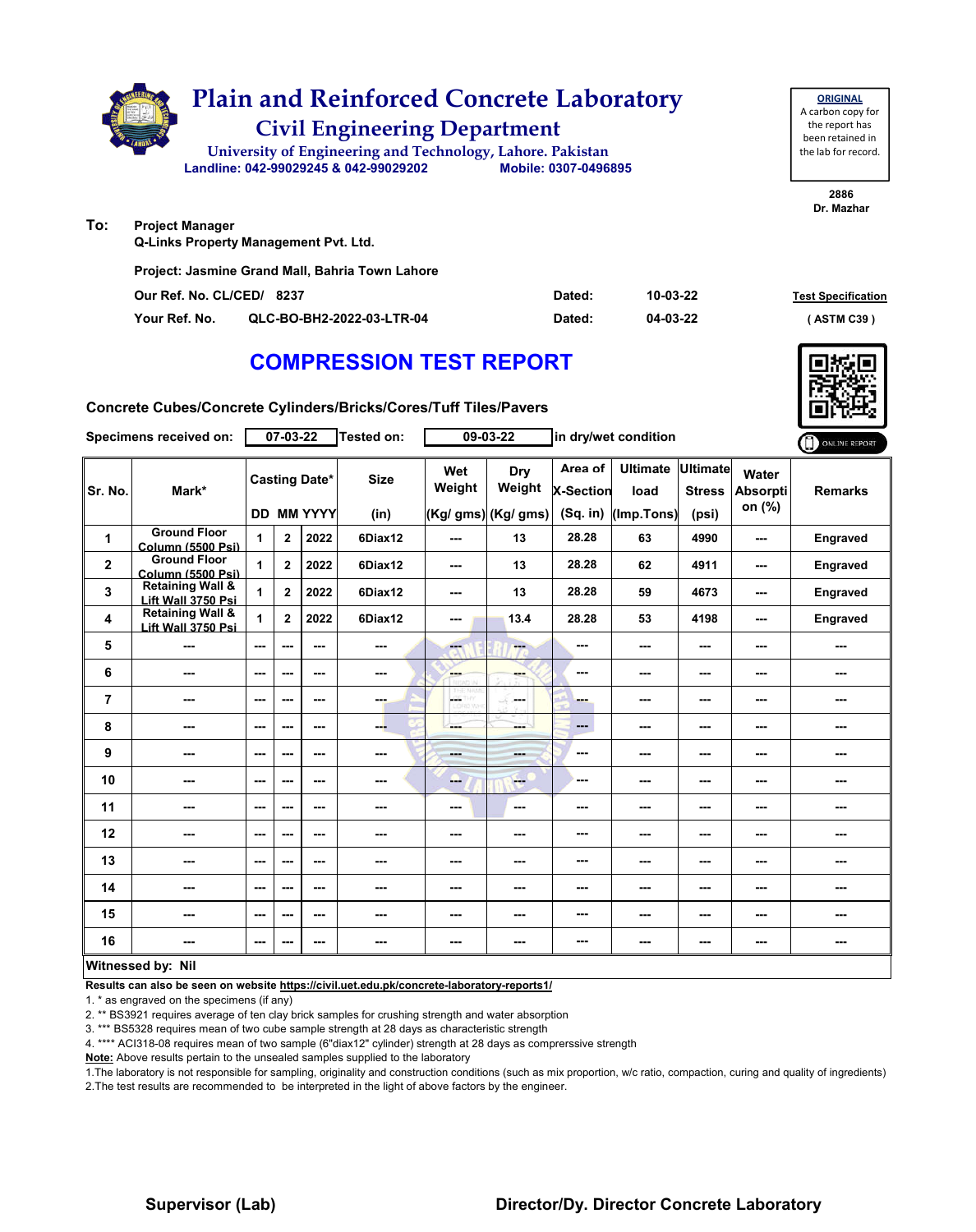# Plain and Reinforced Concrete Laboratory

## Civil Engineering Department

University of Engineering and Technology, Lahore. Pakistan

Landline: 042-99029245 & 042-99029202 Mobile: 0307-0496895

**ORIGINAL**
A carbon copy for the report has been retained in the lab for record.

2886
Dr. Mazhar

**To:** Project Manager
Q-Links Property Management Pvt. Ltd.

Project: Jasmine Grand Mall, Bahria Town Lahore

| | | | | |
|---|---|---|---|---|
| Our Ref. No. CL/CED/ | 8237 | Dated: | 10-03-22 | Test Specification |
| Your Ref. No. | QLC-BO-BH2-2022-03-LTR-04 | Dated: | 04-03-22 | ( ASTM C39 ) |

## COMPRESSION TEST REPORT

**Concrete Cubes/Concrete Cylinders/Bricks/Cores/Tuff Tiles/Pavers**

Specimens received on: 07-03-22 Tested on: 09-03-22 in dry/wet condition

| Sr. No. | Mark* | Casting Date* | | | Size | Wet Weight | Dry Weight | Area of X-Section | Ultimate load | Ultimate Stress | Water Absorption (%) | Remarks |
|---|---|---|---|---|---|---|---|---|---|---|---|---|
| | | DD | MM | YYYY | (in) | (Kg/ gms) | (Kg/ gms) | (Sq. in) | (Imp.Tons) | (psi) | | |
| 1 | Ground Floor Column (5500 Psi) | 1 | 2 | 2022 | 6Diax12 | --- | 13 | 28.28 | 63 | 4990 | --- | Engraved |
| 2 | Ground Floor Column (5500 Psi) | 1 | 2 | 2022 | 6Diax12 | --- | 13 | 28.28 | 62 | 4911 | --- | Engraved |
| 3 | Retaining Wall & Lift Wall 3750 Psi | 1 | 2 | 2022 | 6Diax12 | --- | 13 | 28.28 | 59 | 4673 | --- | Engraved |
| 4 | Retaining Wall & Lift Wall 3750 Psi | 1 | 2 | 2022 | 6Diax12 | --- | 13.4 | 28.28 | 53 | 4198 | --- | Engraved |
| 5 | --- | --- | --- | --- | --- | --- | --- | --- | --- | --- | --- | --- |
| 6 | --- | --- | --- | --- | --- | --- | --- | --- | --- | --- | --- | --- |
| 7 | --- | --- | --- | --- | --- | --- | --- | --- | --- | --- | --- | --- |
| 8 | --- | --- | --- | --- | --- | --- | --- | --- | --- | --- | --- | --- |
| 9 | --- | --- | --- | --- | --- | --- | --- | --- | --- | --- | --- | --- |
| 10 | --- | --- | --- | --- | --- | --- | --- | --- | --- | --- | --- | --- |
| 11 | --- | --- | --- | --- | --- | --- | --- | --- | --- | --- | --- | --- |
| 12 | --- | --- | --- | --- | --- | --- | --- | --- | --- | --- | --- | --- |
| 13 | --- | --- | --- | --- | --- | --- | --- | --- | --- | --- | --- | --- |
| 14 | --- | --- | --- | --- | --- | --- | --- | --- | --- | --- | --- | --- |
| 15 | --- | --- | --- | --- | --- | --- | --- | --- | --- | --- | --- | --- |
| 16 | --- | --- | --- | --- | --- | --- | --- | --- | --- | --- | --- | --- |

**Witnessed by: Nil**

**Results can also be seen on website https://civil.uet.edu.pk/concrete-laboratory-reports1/**

1. * as engraved on the specimens (if any)
2. ** BS3921 requires average of ten clay brick samples for crushing strength and water absorption
3. *** BS5328 requires mean of two cube sample strength at 28 days as characteristic strength
4. **** ACI318-08 requires mean of two sample (6"diax12" cylinder) strength at 28 days as comprerssive strength

**Note:** Above results pertain to the unsealed samples supplied to the laboratory

1.The laboratory is not responsible for sampling, originality and construction conditions (such as mix proportion, w/c ratio, compaction, curing and quality of ingredients)
2.The test results are recommended to be interpreted in the light of above factors by the engineer.

**Supervisor (Lab)** **Director/Dy. Director Concrete Laboratory**